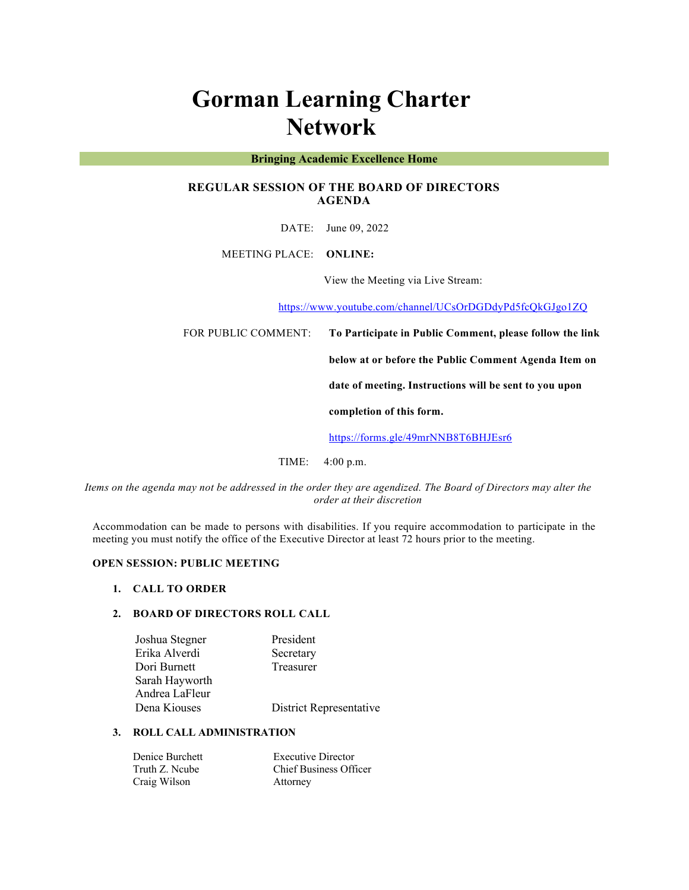# Gorman Learning Charter Network

**Bringing Academic Excellence Home**

## REGULAR SESSION OF THE BOARD OF DIRECTORS AGENDA

DATE: June 09, 2022

MEETING PLACE: **ONLINE:**

View the Meeting via Live Stream:

https://www.youtube.com/channel/UCsOrDGDdyPd5fcQkGJgo1ZQ

FOR PUBLIC COMMENT: **To Participate in Public Comment, please follow the link below at or before the Public Comment Agenda Item on date of meeting. Instructions will be sent to you upon completion of this form.**

https://forms.gle/49mrNNB8T6BHJEsr6

TIME: 4:00 p.m.

*Items on the agenda may not be addressed in the order they are agendized. The Board of Directors may alter the order at their discretion*

Accommodation can be made to persons with disabilities. If you require accommodation to participate in the meeting you must notify the office of the Executive Director at least 72 hours prior to the meeting.

**OPEN SESSION: PUBLIC MEETING**

1. **CALL TO ORDER**

2. **BOARD OF DIRECTORS ROLL CALL**

| | |
|---|---|
| Joshua Stegner | President |
| Erika Alverdi | Secretary |
| Dori Burnett | Treasurer |
| Sarah Hayworth | |
| Andrea LaFleur | |
| Dena Kiouses | District Representative |

3. **ROLL CALL ADMINISTRATION**

| | |
|---|---|
| Denice Burchett | Executive Director |
| Truth Z. Ncube | Chief Business Officer |
| Craig Wilson | Attorney |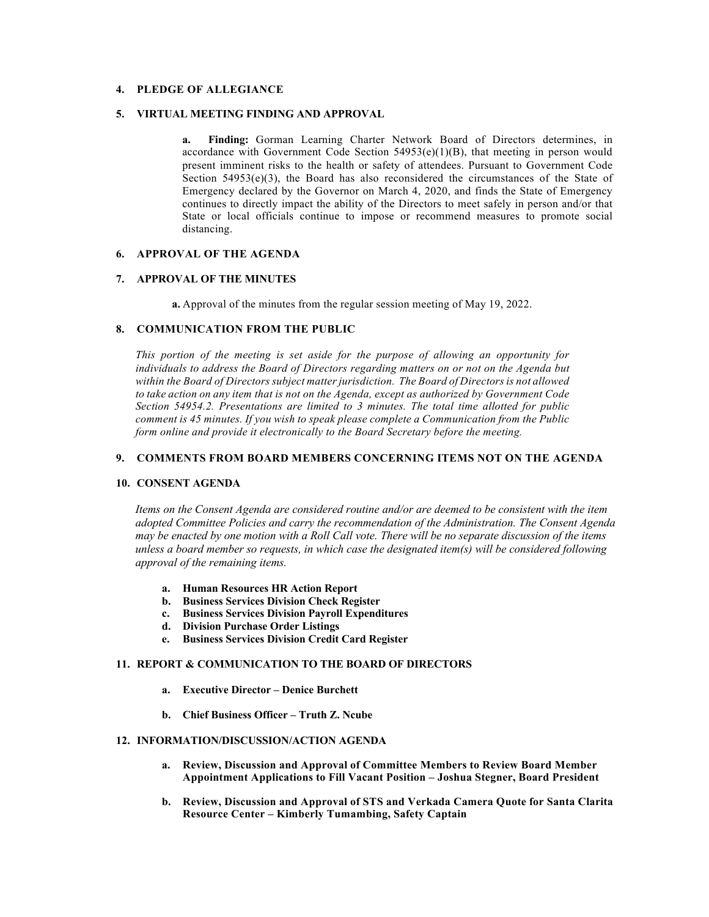**4. PLEDGE OF ALLEGIANCE**

**5. VIRTUAL MEETING FINDING AND APPROVAL**

**a. Finding:** Gorman Learning Charter Network Board of Directors determines, in accordance with Government Code Section 54953(e)(1)(B), that meeting in person would present imminent risks to the health or safety of attendees. Pursuant to Government Code Section 54953(e)(3), the Board has also reconsidered the circumstances of the State of Emergency declared by the Governor on March 4, 2020, and finds the State of Emergency continues to directly impact the ability of the Directors to meet safely in person and/or that State or local officials continue to impose or recommend measures to promote social distancing.

**6. APPROVAL OF THE AGENDA**

**7. APPROVAL OF THE MINUTES**

**a.** Approval of the minutes from the regular session meeting of May 19, 2022.

**8. COMMUNICATION FROM THE PUBLIC**

*This portion of the meeting is set aside for the purpose of allowing an opportunity for individuals to address the Board of Directors regarding matters on or not on the Agenda but within the Board of Directors subject matter jurisdiction. The Board of Directors is not allowed to take action on any item that is not on the Agenda, except as authorized by Government Code Section 54954.2. Presentations are limited to 3 minutes. The total time allotted for public comment is 45 minutes. If you wish to speak please complete a Communication from the Public form online and provide it electronically to the Board Secretary before the meeting.*

**9. COMMENTS FROM BOARD MEMBERS CONCERNING ITEMS NOT ON THE AGENDA**

**10. CONSENT AGENDA**

*Items on the Consent Agenda are considered routine and/or are deemed to be consistent with the item adopted Committee Policies and carry the recommendation of the Administration. The Consent Agenda may be enacted by one motion with a Roll Call vote. There will be no separate discussion of the items unless a board member so requests, in which case the designated item(s) will be considered following approval of the remaining items.*

- **a. Human Resources HR Action Report**
- **b. Business Services Division Check Register**
- **c. Business Services Division Payroll Expenditures**
- **d. Division Purchase Order Listings**
- **e. Business Services Division Credit Card Register**

**11. REPORT & COMMUNICATION TO THE BOARD OF DIRECTORS**

- **a. Executive Director – Denice Burchett**
- **b. Chief Business Officer – Truth Z. Ncube**

**12. INFORMATION/DISCUSSION/ACTION AGENDA**

- **a. Review, Discussion and Approval of Committee Members to Review Board Member Appointment Applications to Fill Vacant Position – Joshua Stegner, Board President**
- **b. Review, Discussion and Approval of STS and Verkada Camera Quote for Santa Clarita Resource Center – Kimberly Tumambing, Safety Captain**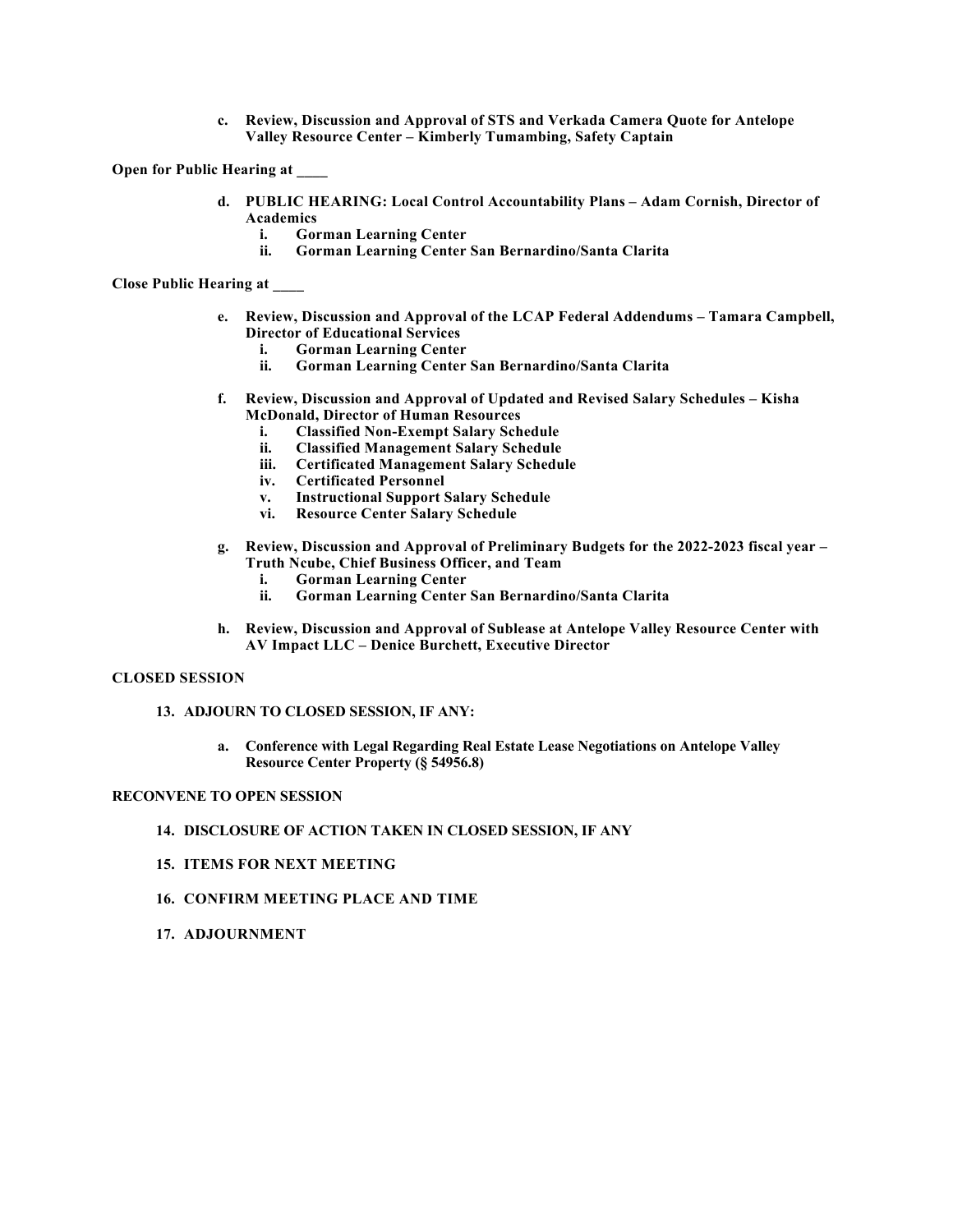c. **Review, Discussion and Approval of STS and Verkada Camera Quote for Antelope Valley Resource Center – Kimberly Tumambing, Safety Captain**

**Open for Public Hearing at ____**

d. **PUBLIC HEARING: Local Control Accountability Plans – Adam Cornish, Director of Academics**
   i. **Gorman Learning Center**
   ii. **Gorman Learning Center San Bernardino/Santa Clarita**

**Close Public Hearing at ____**

e. **Review, Discussion and Approval of the LCAP Federal Addendums – Tamara Campbell, Director of Educational Services**
   i. **Gorman Learning Center**
   ii. **Gorman Learning Center San Bernardino/Santa Clarita**

f. **Review, Discussion and Approval of Updated and Revised Salary Schedules – Kisha McDonald, Director of Human Resources**
   i. **Classified Non-Exempt Salary Schedule**
   ii. **Classified Management Salary Schedule**
   iii. **Certificated Management Salary Schedule**
   iv. **Certificated Personnel**
   v. **Instructional Support Salary Schedule**
   vi. **Resource Center Salary Schedule**

g. **Review, Discussion and Approval of Preliminary Budgets for the 2022-2023 fiscal year – Truth Ncube, Chief Business Officer, and Team**
   i. **Gorman Learning Center**
   ii. **Gorman Learning Center San Bernardino/Santa Clarita**

h. **Review, Discussion and Approval of Sublease at Antelope Valley Resource Center with AV Impact LLC – Denice Burchett, Executive Director**

**CLOSED SESSION**

13. **ADJOURN TO CLOSED SESSION, IF ANY:**

    a. **Conference with Legal Regarding Real Estate Lease Negotiations on Antelope Valley Resource Center Property (§ 54956.8)**

**RECONVENE TO OPEN SESSION**

14. **DISCLOSURE OF ACTION TAKEN IN CLOSED SESSION, IF ANY**

15. **ITEMS FOR NEXT MEETING**

16. **CONFIRM MEETING PLACE AND TIME**

17. **ADJOURNMENT**